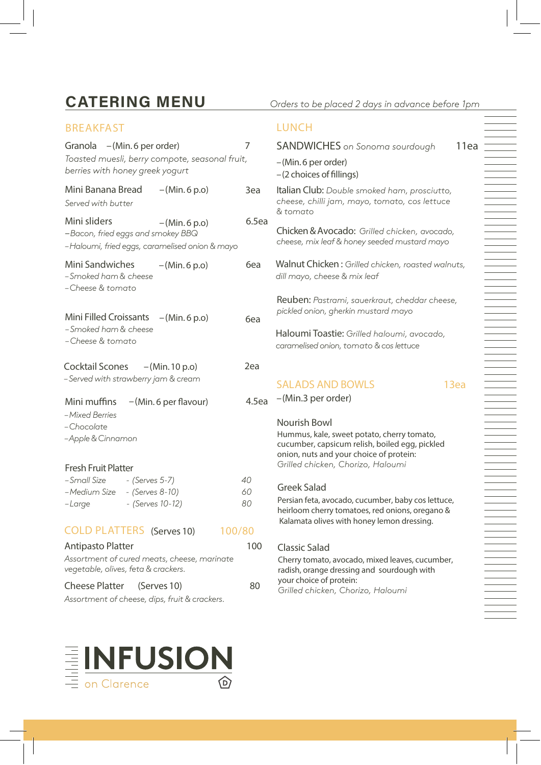# CATERING MENU

*Orders to be placed 2 days in advance before 1pm*

## BREAKFAST

**Granola** – (Min. 6 per order) — 7

*Toasted muesli, berry compote, seasonal fruit, berries with honey greek yogurt*

**Mini Banana Bread** – (Min. 6 p.o) — 3ea

*Served with butter*

**Mini sliders** – (Min. 6 p.o) — 6.5ea

- *Bacon, fried eggs and smokey BBQ*
- *Haloumi, fried eggs, caramelised onion & mayo*

**Mini Sandwiches** – (Min. 6 p.o) — 6ea

- *Smoked ham & cheese*
- *Cheese & tomato*

**Mini Filled Croissants** – (Min. 6 p.o) — 6ea

- *Smoked ham & cheese*
- *Cheese & tomato*

**Cocktail Scones** – (Min. 10 p.o) — 2ea

- *Served with strawberry jam & cream*

**Mini muffins** – (Min. 6 per flavour) — 4.5ea

- *Mixed Berries*
- *Chocolate*
- *Apple & Cinnamon*

**Fresh Fruit Platter**

| Size | Serves | Price |
| --- | --- | --- |
| Small Size | (Serves 5-7) | 40 |
| Medium Size | (Serves 8-10) | 60 |
| Large | (Serves 10-12) | 80 |

## COLD PLATTERS (Serves 10) — 100/80

**Antipasto Platter** — 100

*Assortment of cured meats, cheese, marinate vegetable, olives, feta & crackers.*

**Cheese Platter** (Serves 10) — 80

*Assortment of cheese, dips, fruit & crackers.*

## LUNCH

### SANDWICHES *on Sonoma sourdough* — 11ea

- (Min. 6 per order)
- (2 choices of fillings)

**Italian Club:** *Double smoked ham, prosciutto, cheese, chilli jam, mayo, tomato, cos lettuce & tomato*

**Chicken & Avocado:** *Grilled chicken, avocado, cheese, mix leaf & honey seeded mustard mayo*

**Walnut Chicken :** *Grilled chicken, roasted walnuts, dill mayo, cheese & mix leaf*

**Reuben:** *Pastrami, sauerkraut, cheddar cheese, pickled onion, gherkin mustard mayo*

**Haloumi Toastie:** *Grilled haloumi, avocado, caramelised onion, tomato & cos lettuce*

## SALADS AND BOWLS — 13ea

– (Min. 3 per order)

**Nourish Bowl**

Hummus, kale, sweet potato, cherry tomato, cucumber, capsicum relish, boiled egg, pickled onion, nuts and your choice of protein:
*Grilled chicken, Chorizo, Haloumi*

**Greek Salad**

Persian feta, avocado, cucumber, baby cos lettuce, heirloom cherry tomatoes, red onions, oregano & Kalamata olives with honey lemon dressing.

**Classic Salad**

Cherry tomato, avocado, mixed leaves, cucumber, radish, orange dressing and sourdough with your choice of protein:
*Grilled chicken, Chorizo, Haloumi*

**INFUSION** on Clarence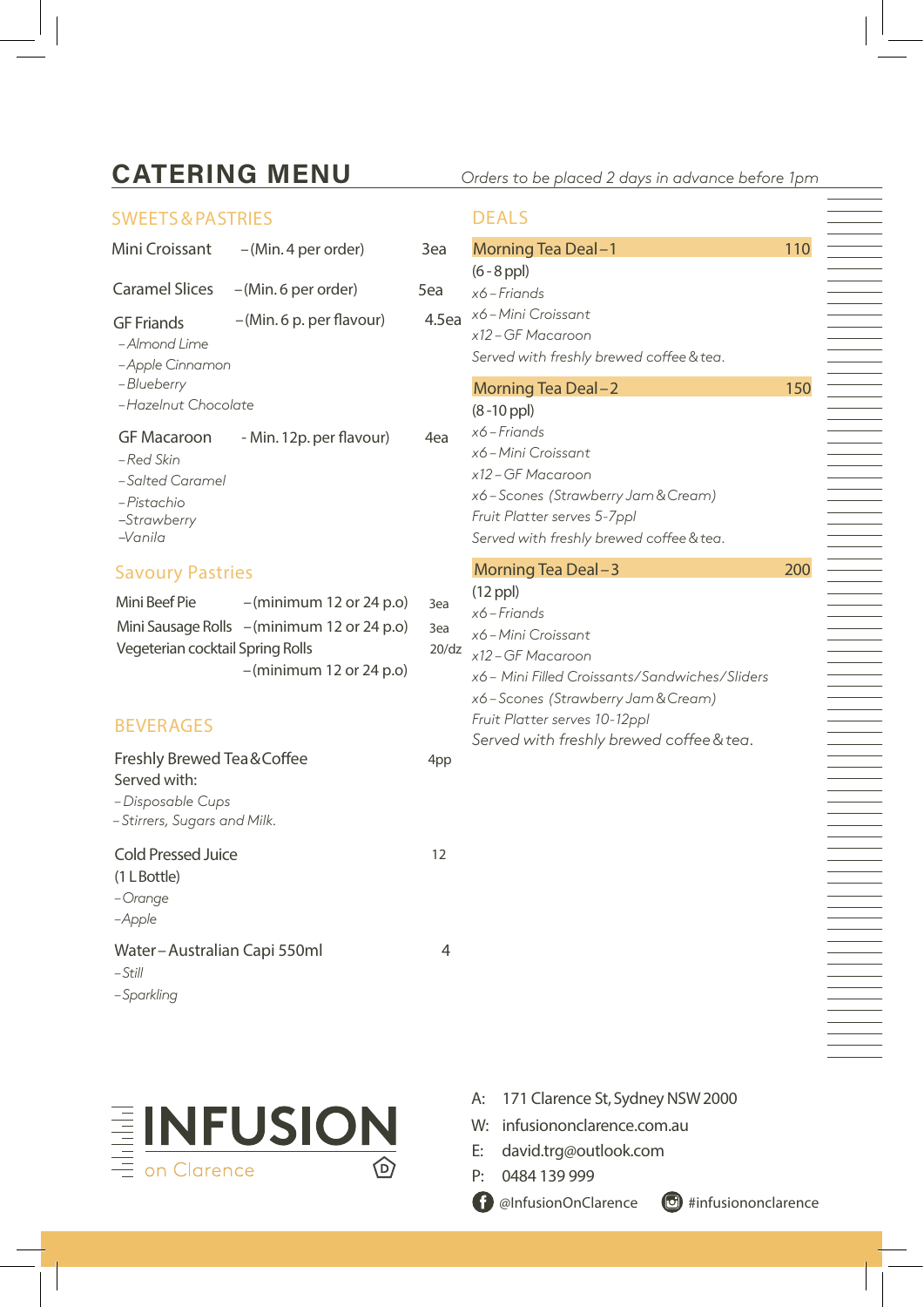# CATERING MENU

*Orders to be placed 2 days in advance before 1pm*

## SWEETS & PASTRIES

Mini Croissant – (Min. 4 per order) 3ea

Caramel Slices – (Min. 6 per order) 5ea

GF Friands – (Min. 6 p. per flavour) 4.5ea
- *Almond Lime*
- *Apple Cinnamon*
- *Blueberry*
- *Hazelnut Chocolate*

GF Macaroon - Min. 12p. per flavour) 4ea
- *Red Skin*
- *Salted Caramel*
- *Pistachio*
- *Strawberry*
- *Vanila*

## Savoury Pastries

Mini Beef Pie – (minimum 12 or 24 p.o) 3ea

Mini Sausage Rolls – (minimum 12 or 24 p.o) 3ea

Vegeterian cocktail Spring Rolls – (minimum 12 or 24 p.o) 20/dz

## BEVERAGES

Freshly Brewed Tea & Coffee 4pp
Served with:
- *Disposable Cups*
- *Stirrers, Sugars and Milk.*

Cold Pressed Juice 12
(1 L Bottle)
- *Orange*
- *Apple*

Water – Australian Capi 550ml 4
- *Still*
- *Sparkling*

## DEALS

### Morning Tea Deal – 1 110
(6 - 8 ppl)
*x6 – Friands*
*x6 – Mini Croissant*
*x12 – GF Macaroon*
*Served with freshly brewed coffee & tea.*

### Morning Tea Deal – 2 150
(8 -10 ppl)
*x6 – Friands*
*x6 – Mini Croissant*
*x12 – GF Macaroon*
*x6 – Scones (Strawberry Jam & Cream)*
*Fruit Platter serves 5-7ppl*
*Served with freshly brewed coffee & tea.*

### Morning Tea Deal – 3 200
(12 ppl)
*x6 – Friands*
*x6 – Mini Croissant*
*x12 – GF Macaroon*
*x6 – Mini Filled Croissants/Sandwiches/Sliders*
*x6 – Scones (Strawberry Jam & Cream)*
*Fruit Platter serves 10-12ppl*
*Served with freshly brewed coffee & tea.*

INFUSION on Clarence

A: 171 Clarence St, Sydney NSW 2000
W: infusiononclarence.com.au
E: david.trg@outlook.com
P: 0484 139 999

@InfusionOnClarence #infusiononclarence